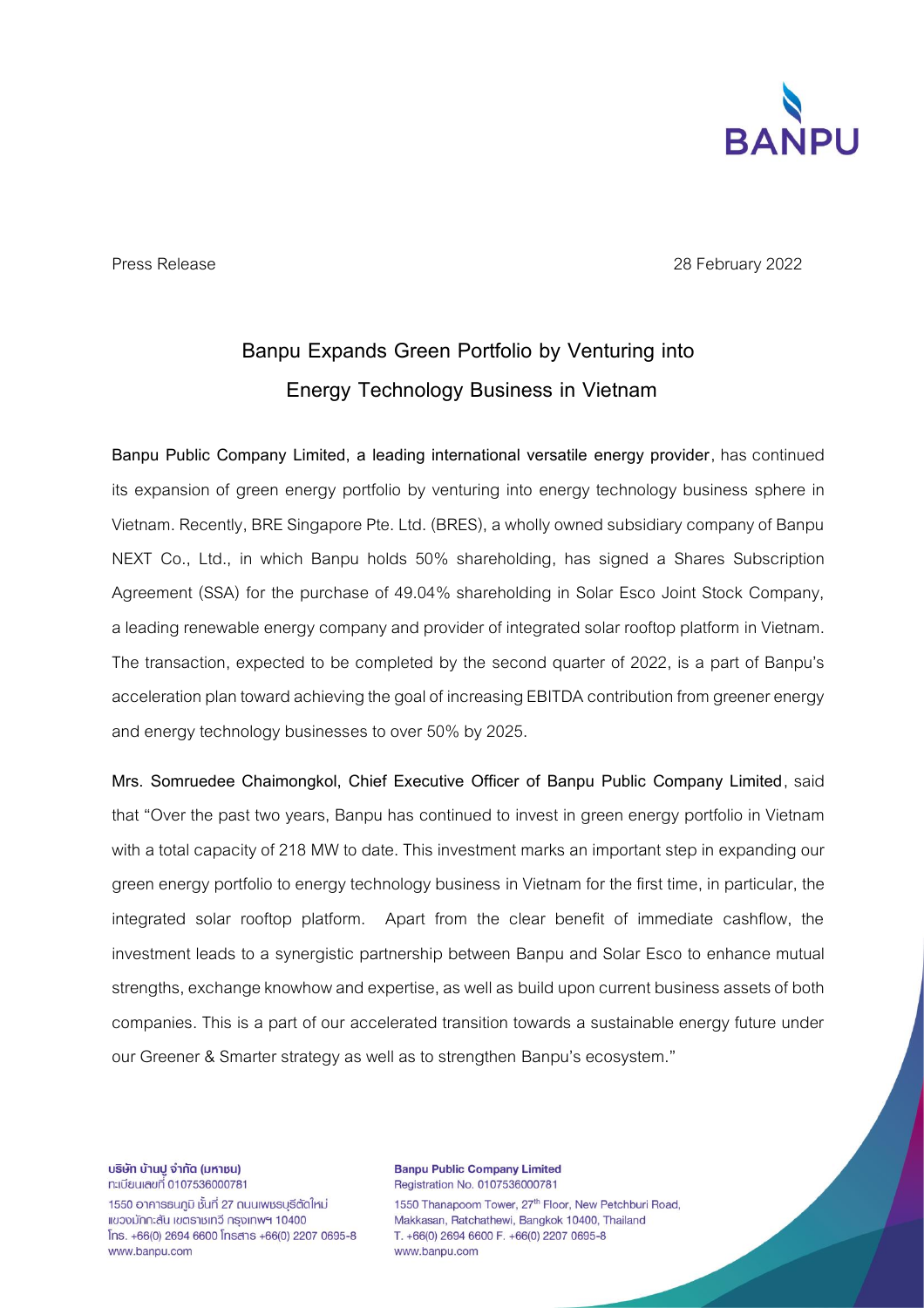Press Release 28 February 2022

# Banpu Expands Green Portfolio by Venturing into Energy Technology Business in Vietnam

**Banpu Public Company Limited, a leading international versatile energy provider**, has continued its expansion of green energy portfolio by venturing into energy technology business sphere in Vietnam. Recently, BRE Singapore Pte. Ltd. (BRES), a wholly owned subsidiary company of Banpu NEXT Co., Ltd., in which Banpu holds 50% shareholding, has signed a Shares Subscription Agreement (SSA) for the purchase of 49.04% shareholding in Solar Esco Joint Stock Company, a leading renewable energy company and provider of integrated solar rooftop platform in Vietnam. The transaction, expected to be completed by the second quarter of 2022, is a part of Banpu's acceleration plan toward achieving the goal of increasing EBITDA contribution from greener energy and energy technology businesses to over 50% by 2025.

**Mrs. Somruedee Chaimongkol, Chief Executive Officer of Banpu Public Company Limited**, said that "Over the past two years, Banpu has continued to invest in green energy portfolio in Vietnam with a total capacity of 218 MW to date. This investment marks an important step in expanding our green energy portfolio to energy technology business in Vietnam for the first time, in particular, the integrated solar rooftop platform. Apart from the clear benefit of immediate cashflow, the investment leads to a synergistic partnership between Banpu and Solar Esco to enhance mutual strengths, exchange knowhow and expertise, as well as build upon current business assets of both companies. This is a part of our accelerated transition towards a sustainable energy future under our Greener & Smarter strategy as well as to strengthen Banpu's ecosystem."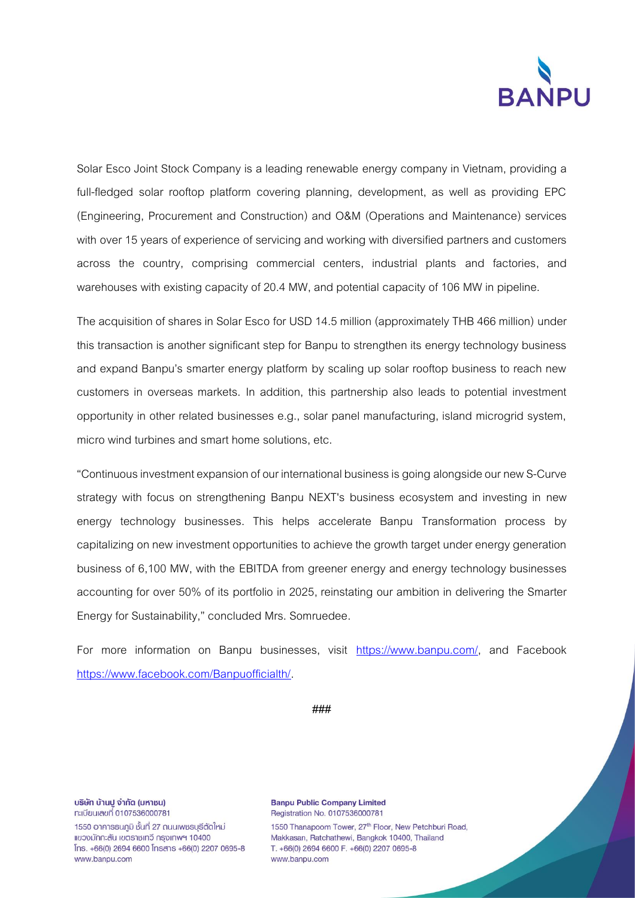Solar Esco Joint Stock Company is a leading renewable energy company in Vietnam, providing a full-fledged solar rooftop platform covering planning, development, as well as providing EPC (Engineering, Procurement and Construction) and O&M (Operations and Maintenance) services with over 15 years of experience of servicing and working with diversified partners and customers across the country, comprising commercial centers, industrial plants and factories, and warehouses with existing capacity of 20.4 MW, and potential capacity of 106 MW in pipeline.

The acquisition of shares in Solar Esco for USD 14.5 million (approximately THB 466 million) under this transaction is another significant step for Banpu to strengthen its energy technology business and expand Banpu's smarter energy platform by scaling up solar rooftop business to reach new customers in overseas markets. In addition, this partnership also leads to potential investment opportunity in other related businesses e.g., solar panel manufacturing, island microgrid system, micro wind turbines and smart home solutions, etc.

"Continuous investment expansion of our international business is going alongside our new S-Curve strategy with focus on strengthening Banpu NEXT's business ecosystem and investing in new energy technology businesses. This helps accelerate Banpu Transformation process by capitalizing on new investment opportunities to achieve the growth target under energy generation business of 6,100 MW, with the EBITDA from greener energy and energy technology businesses accounting for over 50% of its portfolio in 2025, reinstating our ambition in delivering the Smarter Energy for Sustainability," concluded Mrs. Somruedee.

For more information on Banpu businesses, visit [https://www.banpu.com/](https://www.banpu.com/), and Facebook [https://www.facebook.com/Banpuofficialth/](https://www.facebook.com/Banpuofficialth/).

###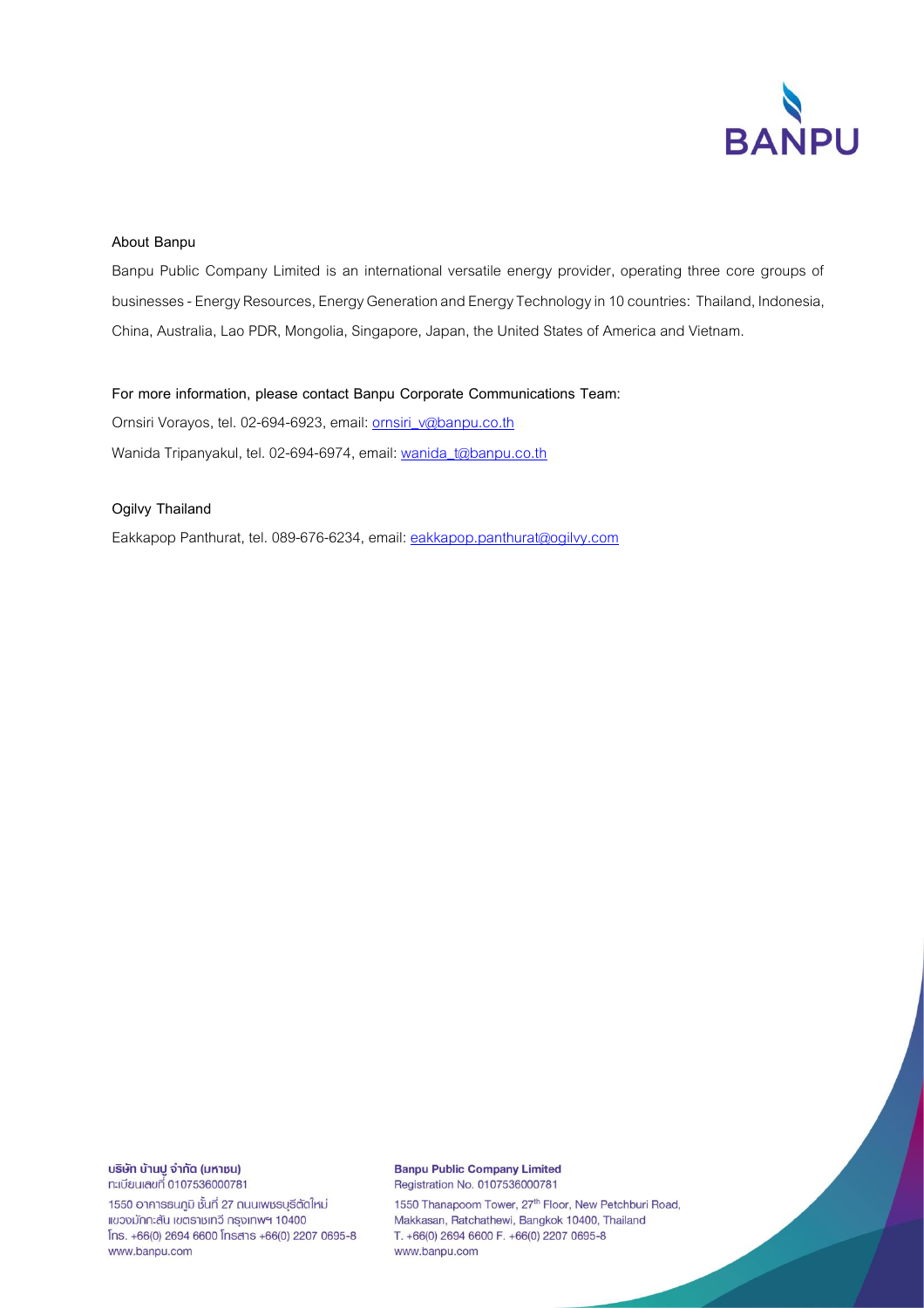**About Banpu**

Banpu Public Company Limited is an international versatile energy provider, operating three core groups of businesses - Energy Resources, Energy Generation and Energy Technology in 10 countries: Thailand, Indonesia, China, Australia, Lao PDR, Mongolia, Singapore, Japan, the United States of America and Vietnam.

**For more information, please contact Banpu Corporate Communications Team:**

Ornsiri Vorayos, tel. 02-694-6923, email: ornsiri_v@banpu.co.th

Wanida Tripanyakul, tel. 02-694-6974, email: wanida_t@banpu.co.th

**Ogilvy Thailand**

Eakkapop Panthurat, tel. 089-676-6234, email: eakkapop.panthurat@ogilvy.com